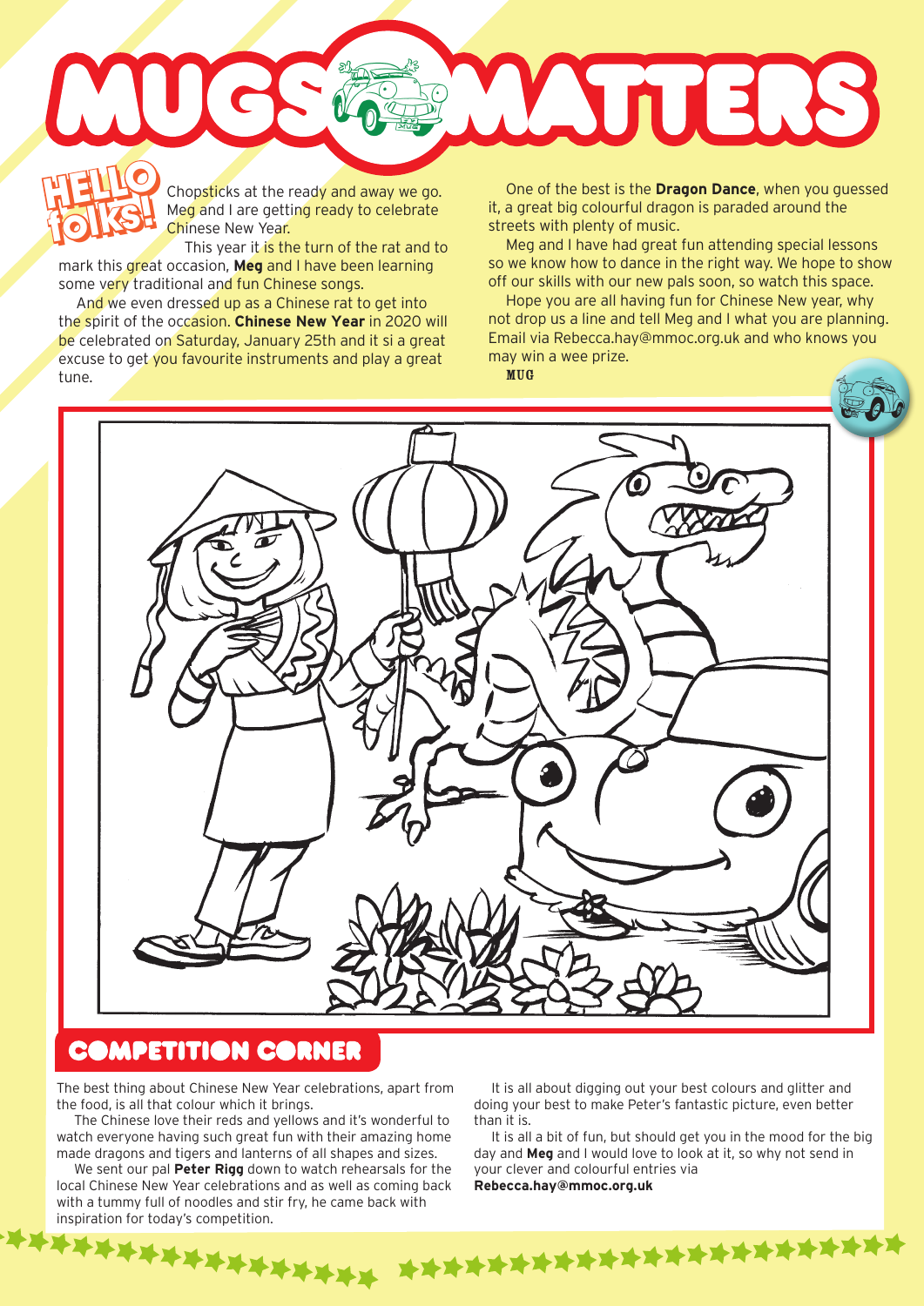# MUGS MATTERS

## HELLO folks!

Chopsticks at the ready and away we go. Meg and I are getting ready to celebrate Chinese New Year.

This year it is the turn of the rat and to mark this great occasion, **Meg** and I have been learning some very traditional and fun Chinese songs.

And we even dressed up as a Chinese rat to get into the spirit of the occasion. **Chinese New Year** in 2020 will be celebrated on Saturday, January 25th and it si a great excuse to get you favourite instruments and play a great tune.

One of the best is the **Dragon Dance**, when you guessed it, a great big colourful dragon is paraded around the streets with plenty of music.

Meg and I have had great fun attending special lessons so we know how to dance in the right way. We hope to show off our skills with our new pals soon, so watch this space.

Hope you are all having fun for Chinese New year, why not drop us a line and tell Meg and I what you are planning. Email via Rebecca.hay@mmoc.org.uk and who knows you may win a wee prize.

**MUG**

## COMPETITION CORNER

The best thing about Chinese New Year celebrations, apart from the food, is all that colour which it brings.

The Chinese love their reds and yellows and it's wonderful to watch everyone having such great fun with their amazing home made dragons and tigers and lanterns of all shapes and sizes.

We sent our pal **Peter Rigg** down to watch rehearsals for the local Chinese New Year celebrations and as well as coming back with a tummy full of noodles and stir fry, he came back with inspiration for today's competition.

It is all about digging out your best colours and glitter and doing your best to make Peter's fantastic picture, even better than it is.

It is all a bit of fun, but should get you in the mood for the big day and **Meg** and I would love to look at it, so why not send in your clever and colourful entries via
**Rebecca.hay@mmoc.org.uk**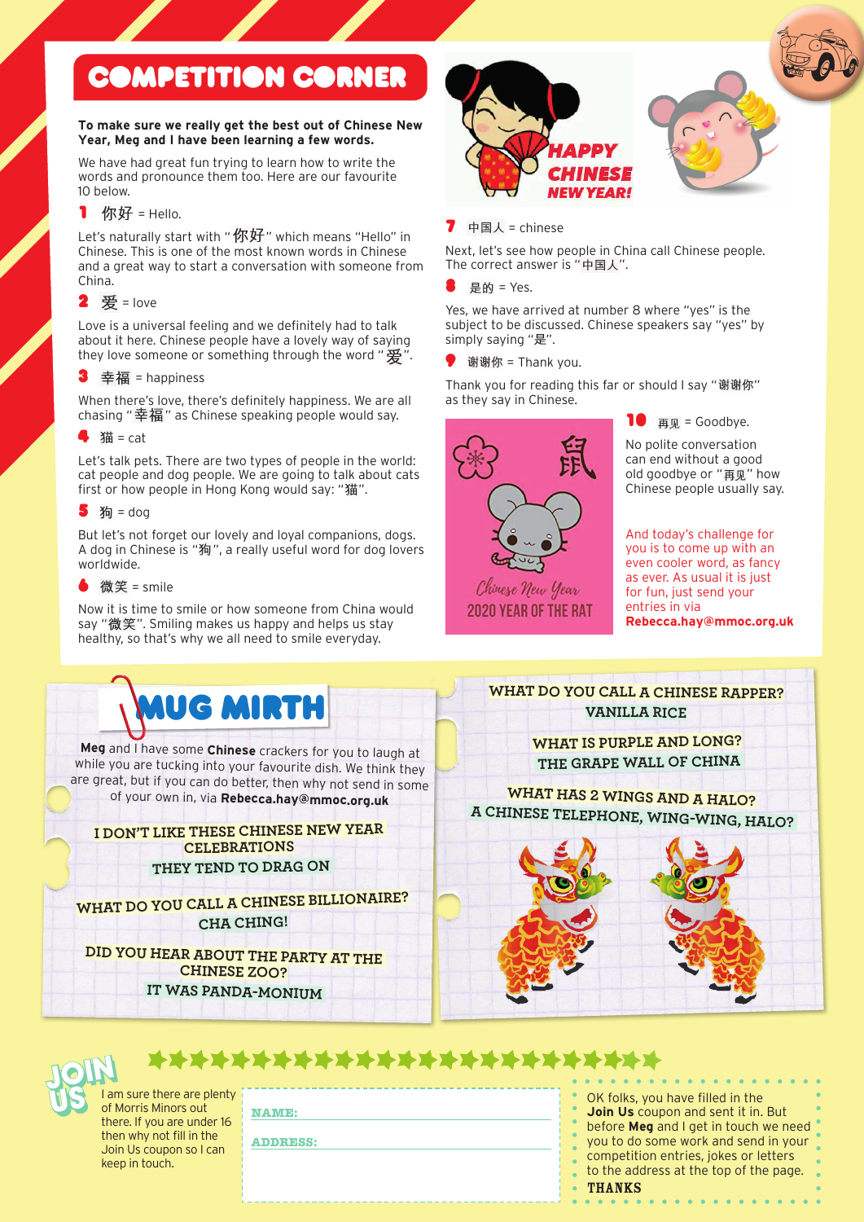# COMPETITION CORNER

**To make sure we really get the best out of Chinese New Year, Meg and I have been learning a few words.**

We have had great fun trying to learn how to write the words and pronounce them too. Here are our favourite 10 below.

**1** 你好 = Hello.

Let's naturally start with "你好" which means "Hello" in Chinese. This is one of the most known words in Chinese and a great way to start a conversation with someone from China.

**2** 爱 = love

Love is a universal feeling and we definitely had to talk about it here. Chinese people have a lovely way of saying they love someone or something through the word "爱".

**3** 幸福 = happiness

When there's love, there's definitely happiness. We are all chasing "幸福" as Chinese speaking people would say.

**4** 猫 = cat

Let's talk pets. There are two types of people in the world: cat people and dog people. We are going to talk about cats first or how people in Hong Kong would say: "猫".

**5** 狗 = dog

But let's not forget our lovely and loyal companions, dogs. A dog in Chinese is "狗", a really useful word for dog lovers worldwide.

**6** 微笑 = smile

Now it is time to smile or how someone from China would say "微笑". Smiling makes us happy and helps us stay healthy, so that's why we all need to smile everyday.

HAPPY CHINESE NEW YEAR!

**7** 中国人 = chinese

Next, let's see how people in China call Chinese people. The correct answer is "中国人".

**8** 是的 = Yes.

Yes, we have arrived at number 8 where "yes" is the subject to be discussed. Chinese speakers say "yes" by simply saying "是".

**9** 谢谢你 = Thank you.

Thank you for reading this far or should I say "谢谢你" as they say in Chinese.

鼠

Chinese New Year
2020 YEAR OF THE RAT

**10** 再见 = Goodbye.

No polite conversation can end without a good old goodbye or "再见" how Chinese people usually say.

And today's challenge for you is to come up with an even cooler word, as fancy as ever. As usual it is just for fun, just send your entries in via **Rebecca.hay@mmoc.org.uk**

# MUG MIRTH

**Meg** and I have some **Chinese** crackers for you to laugh at while you are tucking into your favourite dish. We think they are great, but if you can do better, then why not send in some of your own in, via **Rebecca.hay@mmoc.org.uk**

I DON'T LIKE THESE CHINESE NEW YEAR CELEBRATIONS
THEY TEND TO DRAG ON

WHAT DO YOU CALL A CHINESE BILLIONAIRE?
CHA CHING!

DID YOU HEAR ABOUT THE PARTY AT THE CHINESE ZOO?
IT WAS PANDA-MONIUM

WHAT DO YOU CALL A CHINESE RAPPER?
VANILLA RICE

WHAT IS PURPLE AND LONG?
THE GRAPE WALL OF CHINA

WHAT HAS 2 WINGS AND A HALO?
A CHINESE TELEPHONE, WING-WING, HALO?

# JOIN US

I am sure there are plenty of Morris Minors out there. If you are under 16 then why not fill in the Join Us coupon so I can keep in touch.

NAME:

ADDRESS:

OK folks, you have filled in the **Join Us** coupon and sent it in. But before **Meg** and I get in touch we need you to do some work and send in your competition entries, jokes or letters to the address at the top of the page.

**THANKS**